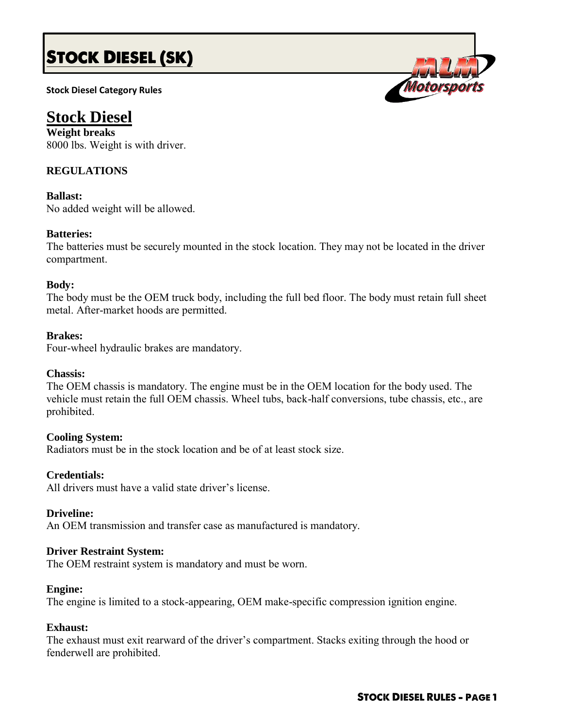# STOCK DIESEL (SK)

**Stock Diesel Category Rules**

## Stock Diesel

**Weight breaks**

8000 lbs. Weight is with driver.

**REGULATIONS**

**Ballast:**

No added weight will be allowed.

**Batteries:**

The batteries must be securely mounted in the stock location. They may not be located in the driver compartment.

**Body:**

The body must be the OEM truck body, including the full bed floor. The body must retain full sheet metal. After-market hoods are permitted.

**Brakes:**

Four-wheel hydraulic brakes are mandatory.

**Chassis:**

The OEM chassis is mandatory. The engine must be in the OEM location for the body used. The vehicle must retain the full OEM chassis. Wheel tubs, back-half conversions, tube chassis, etc., are prohibited.

**Cooling System:**

Radiators must be in the stock location and be of at least stock size.

**Credentials:**

All drivers must have a valid state driver's license.

**Driveline:**

An OEM transmission and transfer case as manufactured is mandatory.

**Driver Restraint System:**

The OEM restraint system is mandatory and must be worn.

**Engine:**

The engine is limited to a stock-appearing, OEM make-specific compression ignition engine.

**Exhaust:**

The exhaust must exit rearward of the driver's compartment. Stacks exiting through the hood or fenderwell are prohibited.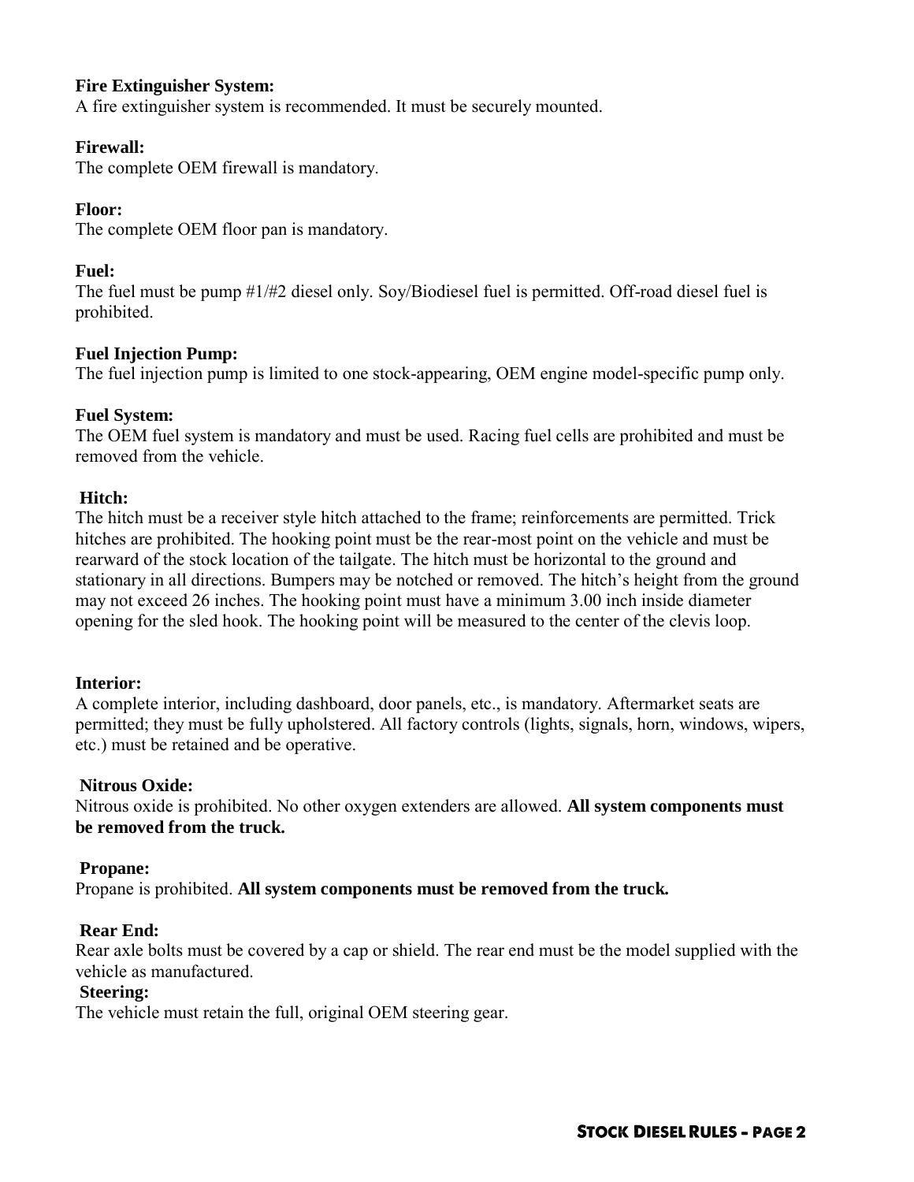**Fire Extinguisher System:**
A fire extinguisher system is recommended. It must be securely mounted.

**Firewall:**
The complete OEM firewall is mandatory.

**Floor:**
The complete OEM floor pan is mandatory.

**Fuel:**
The fuel must be pump #1/#2 diesel only. Soy/Biodiesel fuel is permitted. Off-road diesel fuel is prohibited.

**Fuel Injection Pump:**
The fuel injection pump is limited to one stock-appearing, OEM engine model-specific pump only.

**Fuel System:**
The OEM fuel system is mandatory and must be used. Racing fuel cells are prohibited and must be removed from the vehicle.

**Hitch:**
The hitch must be a receiver style hitch attached to the frame; reinforcements are permitted. Trick hitches are prohibited. The hooking point must be the rear-most point on the vehicle and must be rearward of the stock location of the tailgate. The hitch must be horizontal to the ground and stationary in all directions. Bumpers may be notched or removed. The hitch's height from the ground may not exceed 26 inches. The hooking point must have a minimum 3.00 inch inside diameter opening for the sled hook. The hooking point will be measured to the center of the clevis loop.

**Interior:**
A complete interior, including dashboard, door panels, etc., is mandatory. Aftermarket seats are permitted; they must be fully upholstered. All factory controls (lights, signals, horn, windows, wipers, etc.) must be retained and be operative.

**Nitrous Oxide:**
Nitrous oxide is prohibited. No other oxygen extenders are allowed. **All system components must be removed from the truck.**

**Propane:**
Propane is prohibited. **All system components must be removed from the truck.**

**Rear End:**
Rear axle bolts must be covered by a cap or shield. The rear end must be the model supplied with the vehicle as manufactured.

**Steering:**
The vehicle must retain the full, original OEM steering gear.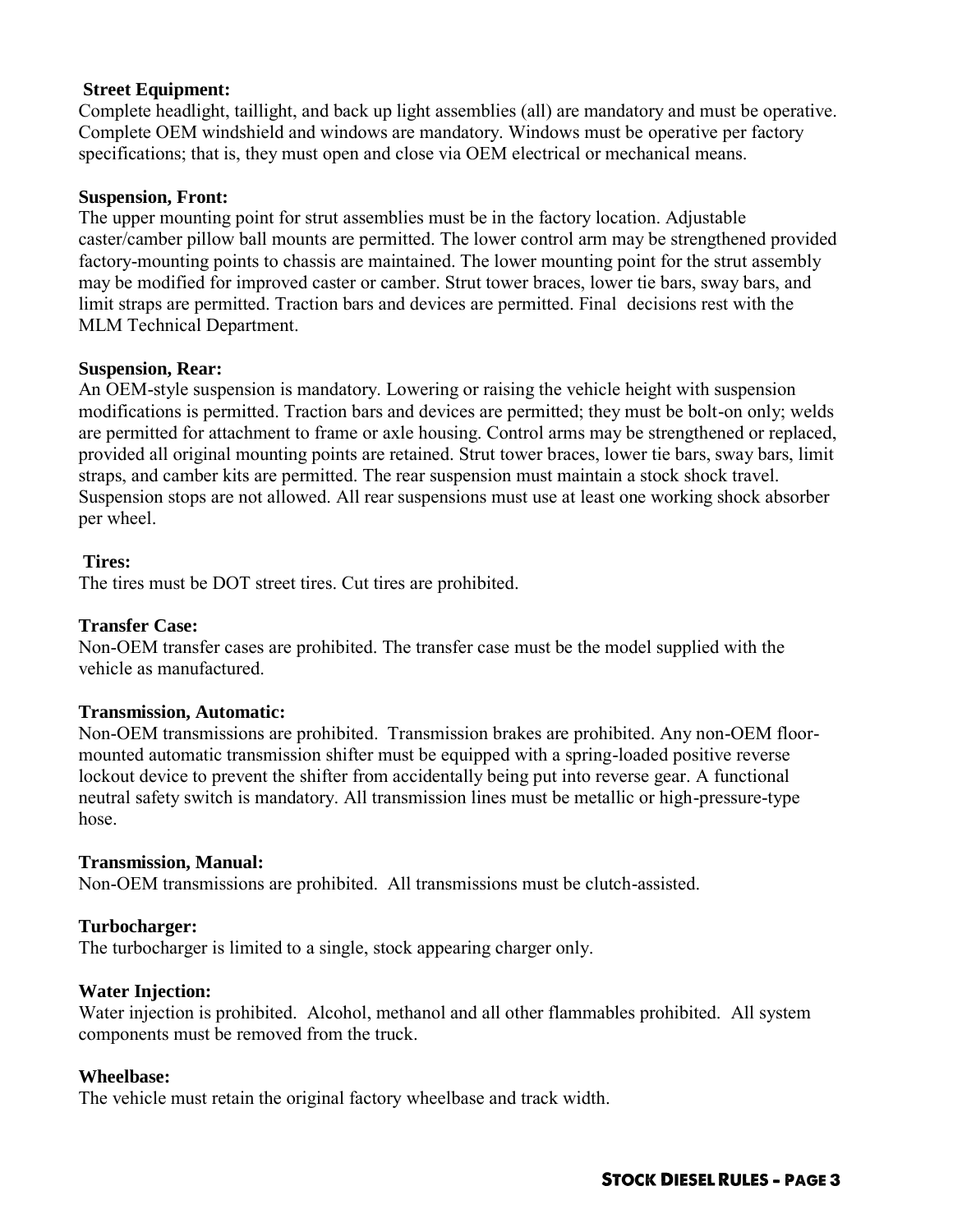**Street Equipment:**
Complete headlight, taillight, and back up light assemblies (all) are mandatory and must be operative. Complete OEM windshield and windows are mandatory. Windows must be operative per factory specifications; that is, they must open and close via OEM electrical or mechanical means.

**Suspension, Front:**
The upper mounting point for strut assemblies must be in the factory location. Adjustable caster/camber pillow ball mounts are permitted. The lower control arm may be strengthened provided factory-mounting points to chassis are maintained. The lower mounting point for the strut assembly may be modified for improved caster or camber. Strut tower braces, lower tie bars, sway bars, and limit straps are permitted. Traction bars and devices are permitted. Final decisions rest with the MLM Technical Department.

**Suspension, Rear:**
An OEM-style suspension is mandatory. Lowering or raising the vehicle height with suspension modifications is permitted. Traction bars and devices are permitted; they must be bolt-on only; welds are permitted for attachment to frame or axle housing. Control arms may be strengthened or replaced, provided all original mounting points are retained. Strut tower braces, lower tie bars, sway bars, limit straps, and camber kits are permitted. The rear suspension must maintain a stock shock travel. Suspension stops are not allowed. All rear suspensions must use at least one working shock absorber per wheel.

**Tires:**
The tires must be DOT street tires. Cut tires are prohibited.

**Transfer Case:**
Non-OEM transfer cases are prohibited. The transfer case must be the model supplied with the vehicle as manufactured.

**Transmission, Automatic:**
Non-OEM transmissions are prohibited. Transmission brakes are prohibited. Any non-OEM floor-mounted automatic transmission shifter must be equipped with a spring-loaded positive reverse lockout device to prevent the shifter from accidentally being put into reverse gear. A functional neutral safety switch is mandatory. All transmission lines must be metallic or high-pressure-type hose.

**Transmission, Manual:**
Non-OEM transmissions are prohibited. All transmissions must be clutch-assisted.

**Turbocharger:**
The turbocharger is limited to a single, stock appearing charger only.

**Water Injection:**
Water injection is prohibited. Alcohol, methanol and all other flammables prohibited. All system components must be removed from the truck.

**Wheelbase:**
The vehicle must retain the original factory wheelbase and track width.